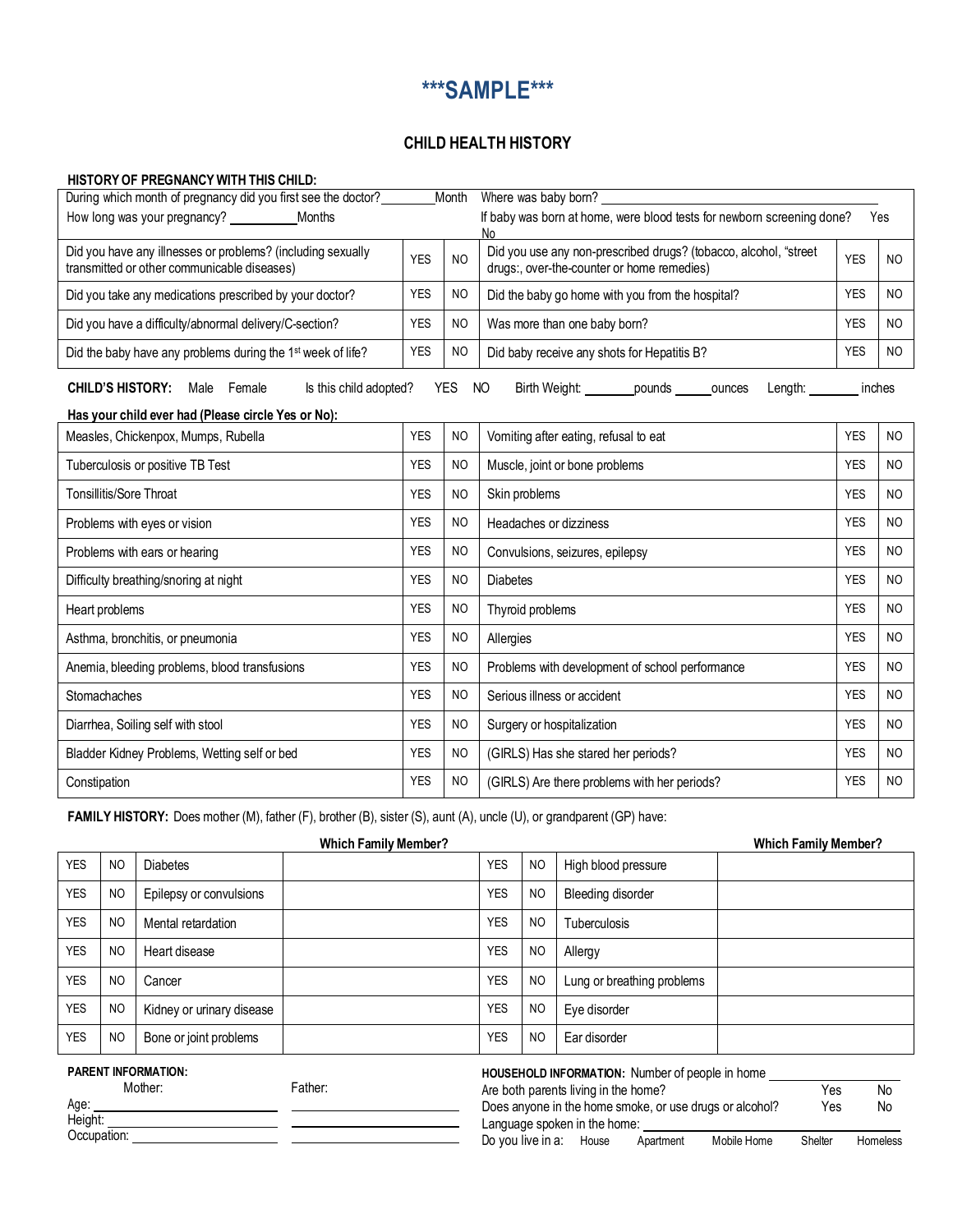# ***SAMPLE***

## CHILD HEALTH HISTORY

**HISTORY OF PREGNANCY WITH THIS CHILD:**

| | | | | | |
|---|---|---|---|---|---|
| During which month of pregnancy did you first see the doctor? ________Month | | | Where was baby born? ______________________________ | | |
| How long was your pregnancy? __________Months | | | If baby was born at home, were blood tests for newborn screening done? | Yes | No |
| Did you have any illnesses or problems? (including sexually transmitted or other communicable diseases) | YES | NO | Did you use any non-prescribed drugs? (tobacco, alcohol, "street drugs:, over-the-counter or home remedies) | YES | NO |
| Did you take any medications prescribed by your doctor? | YES | NO | Did the baby go home with you from the hospital? | YES | NO |
| Did you have a difficulty/abnormal delivery/C-section? | YES | NO | Was more than one baby born? | YES | NO |
| Did the baby have any problems during the 1st week of life? | YES | NO | Did baby receive any shots for Hepatitis B? | YES | NO |

**CHILD'S HISTORY:** Male Female Is this child adopted? YES NO Birth Weight: _______pounds _____ounces Length: _______ inches

**Has your child ever had (Please circle Yes or No):**

| | | | | | |
|---|---|---|---|---|---|
| Measles, Chickenpox, Mumps, Rubella | YES | NO | Vomiting after eating, refusal to eat | YES | NO |
| Tuberculosis or positive TB Test | YES | NO | Muscle, joint or bone problems | YES | NO |
| Tonsillitis/Sore Throat | YES | NO | Skin problems | YES | NO |
| Problems with eyes or vision | YES | NO | Headaches or dizziness | YES | NO |
| Problems with ears or hearing | YES | NO | Convulsions, seizures, epilepsy | YES | NO |
| Difficulty breathing/snoring at night | YES | NO | Diabetes | YES | NO |
| Heart problems | YES | NO | Thyroid problems | YES | NO |
| Asthma, bronchitis, or pneumonia | YES | NO | Allergies | YES | NO |
| Anemia, bleeding problems, blood transfusions | YES | NO | Problems with development of school performance | YES | NO |
| Stomachaches | YES | NO | Serious illness or accident | YES | NO |
| Diarrhea, Soiling self with stool | YES | NO | Surgery or hospitalization | YES | NO |
| Bladder Kidney Problems, Wetting self or bed | YES | NO | (GIRLS) Has she stared her periods? | YES | NO |
| Constipation | YES | NO | (GIRLS) Are there problems with her periods? | YES | NO |

**FAMILY HISTORY:** Does mother (M), father (F), brother (B), sister (S), aunt (A), uncle (U), or grandparent (GP) have:

| | | | Which Family Member? | | | | Which Family Member? |
|---|---|---|---|---|---|---|---|
| YES | NO | Diabetes | | YES | NO | High blood pressure | |
| YES | NO | Epilepsy or convulsions | | YES | NO | Bleeding disorder | |
| YES | NO | Mental retardation | | YES | NO | Tuberculosis | |
| YES | NO | Heart disease | | YES | NO | Allergy | |
| YES | NO | Cancer | | YES | NO | Lung or breathing problems | |
| YES | NO | Kidney or urinary disease | | YES | NO | Eye disorder | |
| YES | NO | Bone or joint problems | | YES | NO | Ear disorder | |

**PARENT INFORMATION:**

| | Mother: | Father: |
|---|---|---|
| Age: | ____________ | ____________ |
| Height: | ____________ | ____________ |
| Occupation: | ____________ | ____________ |

**HOUSEHOLD INFORMATION:** Number of people in home ____________

Are both parents living in the home? Yes No

Does anyone in the home smoke, or use drugs or alcohol? Yes No

Language spoken in the home: ____________

Do you live in a: House Apartment Mobile Home Shelter Homeless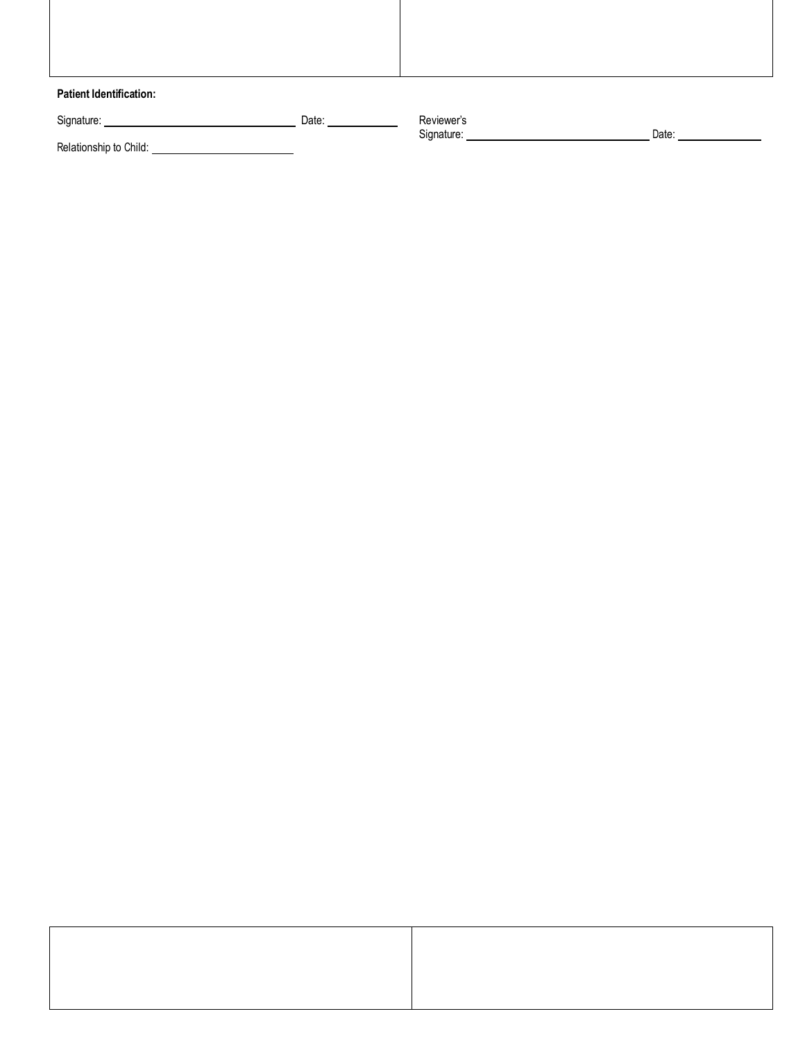| | |
|---|---|
| | |

**Patient Identification:**

Signature: ______________________ Date: __________

Relationship to Child: ____________________

Reviewer's
Signature: ______________________ Date: __________

| | |
|---|---|
| | |